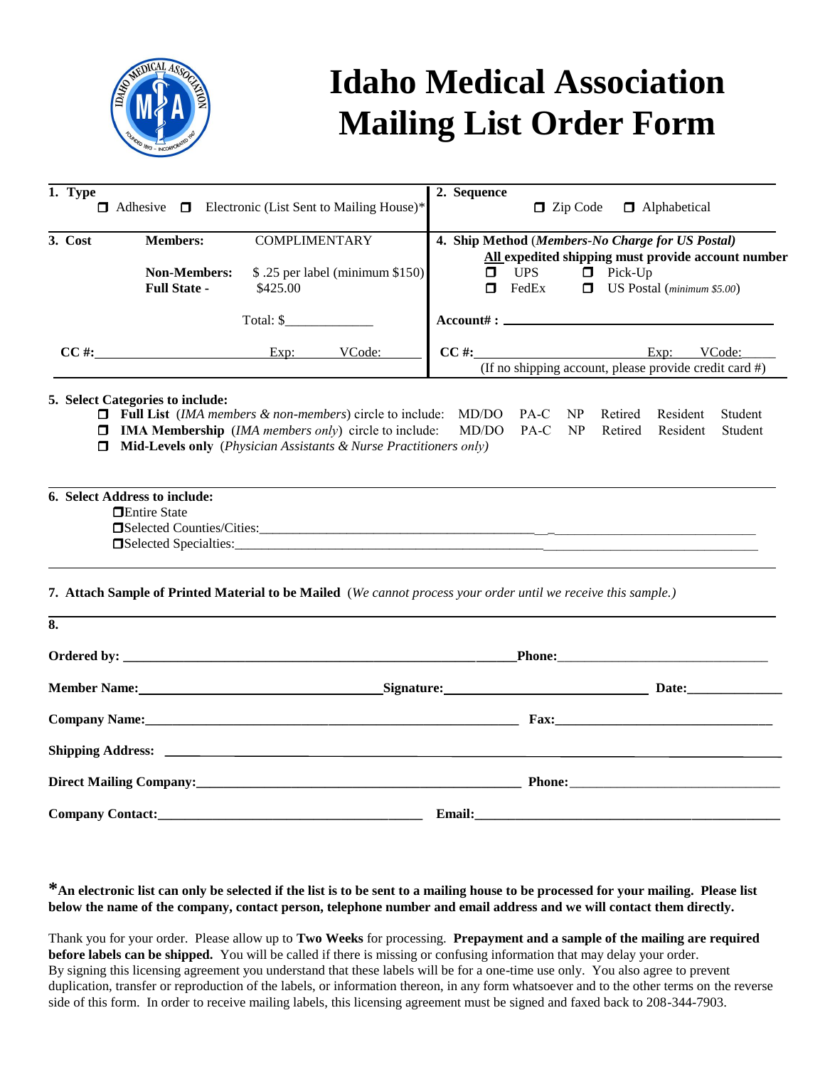# Idaho Medical Association Mailing List Order Form

**1. Type**
☐ Adhesive ☐ Electronic (List Sent to Mailing House)*

**2. Sequence**
☐ Zip Code ☐ Alphabetical

**3. Cost**

| | |
|---|---|
| **Members:** | COMPLIMENTARY |
| **Non-Members:** | $ .25 per label (minimum $150) |
| **Full State -** | $425.00 |

Total: $_____________

**CC #:**________________________ Exp: _____ VCode:_____

**4. Ship Method** (*Members-No Charge for US Postal*)
**All expedited shipping must provide account number**
☐ UPS ☐ Pick-Up
☐ FedEx ☐ US Postal (*minimum $5.00*)

**Account# :** ________________________________________

**CC #:**________________________ Exp: _____ VCode:_____
(If no shipping account, please provide credit card #)

**5. Select Categories to include:**
☐ **Full List** (*IMA members & non-members*) circle to include: MD/DO PA-C NP Retired Resident Student
☐ **IMA Membership** (*IMA members only*) circle to include: MD/DO PA-C NP Retired Resident Student
☐ **Mid-Levels only** (*Physician Assistants & Nurse Practitioners only*)

**6. Select Address to include:**
☐Entire State
☐Selected Counties/Cities:________________________________________________
☐Selected Specialties:___________________________________________________

**7. Attach Sample of Printed Material to be Mailed** (*We cannot process your order until we receive this sample.*)

**8.**

**Ordered by:** ______________________________________ **Phone:**____________________________

**Member Name:**______________________________ **Signature:**__________________________ **Date:**______________

**Company Name:**______________________________________________ **Fax:**____________________________

**Shipping Address:** ________________________________________________________________

**Direct Mailing Company:**______________________________________ **Phone:**____________________________

**Company Contact:**__________________________________ **Email:**__________________________________

**\*An electronic list can only be selected if the list is to be sent to a mailing house to be processed for your mailing. Please list below the name of the company, contact person, telephone number and email address and we will contact them directly.**

Thank you for your order. Please allow up to **Two Weeks** for processing. **Prepayment and a sample of the mailing are required before labels can be shipped.** You will be called if there is missing or confusing information that may delay your order. By signing this licensing agreement you understand that these labels will be for a one-time use only. You also agree to prevent duplication, transfer or reproduction of the labels, or information thereon, in any form whatsoever and to the other terms on the reverse side of this form. In order to receive mailing labels, this licensing agreement must be signed and faxed back to 208-344-7903.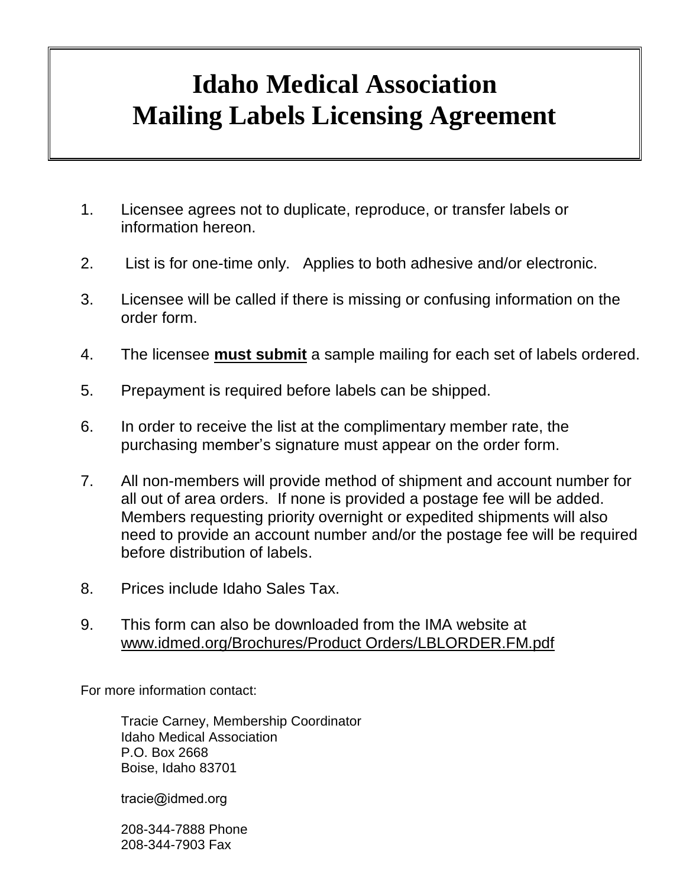# Idaho Medical Association
# Mailing Labels Licensing Agreement

1. Licensee agrees not to duplicate, reproduce, or transfer labels or information hereon.

2. List is for one-time only. Applies to both adhesive and/or electronic.

3. Licensee will be called if there is missing or confusing information on the order form.

4. The licensee **<u>must submit</u>** a sample mailing for each set of labels ordered.

5. Prepayment is required before labels can be shipped.

6. In order to receive the list at the complimentary member rate, the purchasing member's signature must appear on the order form.

7. All non-members will provide method of shipment and account number for all out of area orders. If none is provided a postage fee will be added. Members requesting priority overnight or expedited shipments will also need to provide an account number and/or the postage fee will be required before distribution of labels.

8. Prices include Idaho Sales Tax.

9. This form can also be downloaded from the IMA website at <u>www.idmed.org/Brochures/Product Orders/LBLORDER.FM.pdf</u>

For more information contact:

Tracie Carney, Membership Coordinator
Idaho Medical Association
P.O. Box 2668
Boise, Idaho 83701

tracie@idmed.org

208-344-7888 Phone
208-344-7903 Fax